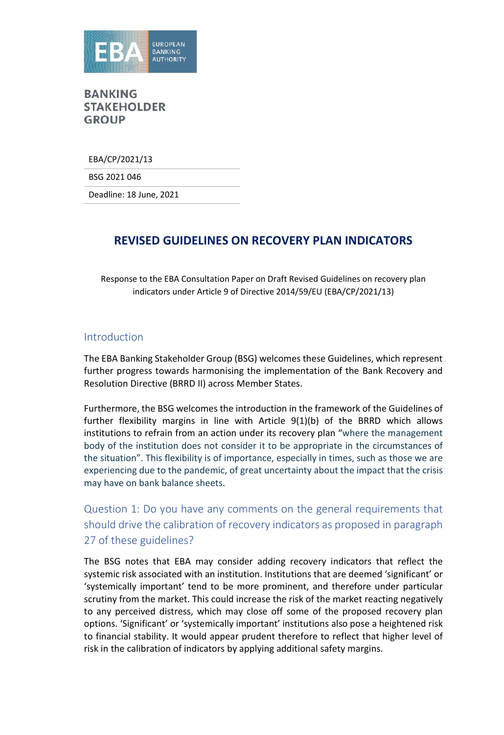**BANKING STAKEHOLDER GROUP**

EBA/CP/2021/13

BSG 2021 046

Deadline: 18 June, 2021

# REVISED GUIDELINES ON RECOVERY PLAN INDICATORS

Response to the EBA Consultation Paper on Draft Revised Guidelines on recovery plan indicators under Article 9 of Directive 2014/59/EU (EBA/CP/2021/13)

## Introduction

The EBA Banking Stakeholder Group (BSG) welcomes these Guidelines, which represent further progress towards harmonising the implementation of the Bank Recovery and Resolution Directive (BRRD II) across Member States.

Furthermore, the BSG welcomes the introduction in the framework of the Guidelines of further flexibility margins in line with Article 9(1)(b) of the BRRD which allows institutions to refrain from an action under its recovery plan "where the management body of the institution does not consider it to be appropriate in the circumstances of the situation". This flexibility is of importance, especially in times, such as those we are experiencing due to the pandemic, of great uncertainty about the impact that the crisis may have on bank balance sheets.

## Question 1: Do you have any comments on the general requirements that should drive the calibration of recovery indicators as proposed in paragraph 27 of these guidelines?

The BSG notes that EBA may consider adding recovery indicators that reflect the systemic risk associated with an institution. Institutions that are deemed 'significant' or 'systemically important' tend to be more prominent, and therefore under particular scrutiny from the market. This could increase the risk of the market reacting negatively to any perceived distress, which may close off some of the proposed recovery plan options. 'Significant' or 'systemically important' institutions also pose a heightened risk to financial stability. It would appear prudent therefore to reflect that higher level of risk in the calibration of indicators by applying additional safety margins.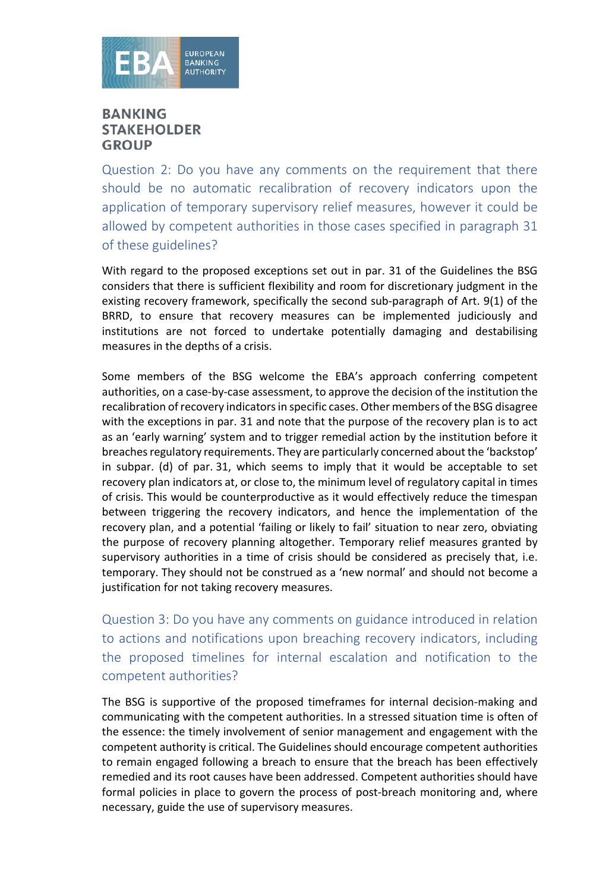Question 2: Do you have any comments on the requirement that there should be no automatic recalibration of recovery indicators upon the application of temporary supervisory relief measures, however it could be allowed by competent authorities in those cases specified in paragraph 31 of these guidelines?

With regard to the proposed exceptions set out in par. 31 of the Guidelines the BSG considers that there is sufficient flexibility and room for discretionary judgment in the existing recovery framework, specifically the second sub-paragraph of Art. 9(1) of the BRRD, to ensure that recovery measures can be implemented judiciously and institutions are not forced to undertake potentially damaging and destabilising measures in the depths of a crisis.

Some members of the BSG welcome the EBA's approach conferring competent authorities, on a case-by-case assessment, to approve the decision of the institution the recalibration of recovery indicators in specific cases. Other members of the BSG disagree with the exceptions in par. 31 and note that the purpose of the recovery plan is to act as an 'early warning' system and to trigger remedial action by the institution before it breaches regulatory requirements. They are particularly concerned about the 'backstop' in subpar. (d) of par. 31, which seems to imply that it would be acceptable to set recovery plan indicators at, or close to, the minimum level of regulatory capital in times of crisis. This would be counterproductive as it would effectively reduce the timespan between triggering the recovery indicators, and hence the implementation of the recovery plan, and a potential 'failing or likely to fail' situation to near zero, obviating the purpose of recovery planning altogether. Temporary relief measures granted by supervisory authorities in a time of crisis should be considered as precisely that, i.e. temporary. They should not be construed as a 'new normal' and should not become a justification for not taking recovery measures.

Question 3: Do you have any comments on guidance introduced in relation to actions and notifications upon breaching recovery indicators, including the proposed timelines for internal escalation and notification to the competent authorities?

The BSG is supportive of the proposed timeframes for internal decision-making and communicating with the competent authorities. In a stressed situation time is often of the essence: the timely involvement of senior management and engagement with the competent authority is critical. The Guidelines should encourage competent authorities to remain engaged following a breach to ensure that the breach has been effectively remedied and its root causes have been addressed. Competent authorities should have formal policies in place to govern the process of post-breach monitoring and, where necessary, guide the use of supervisory measures.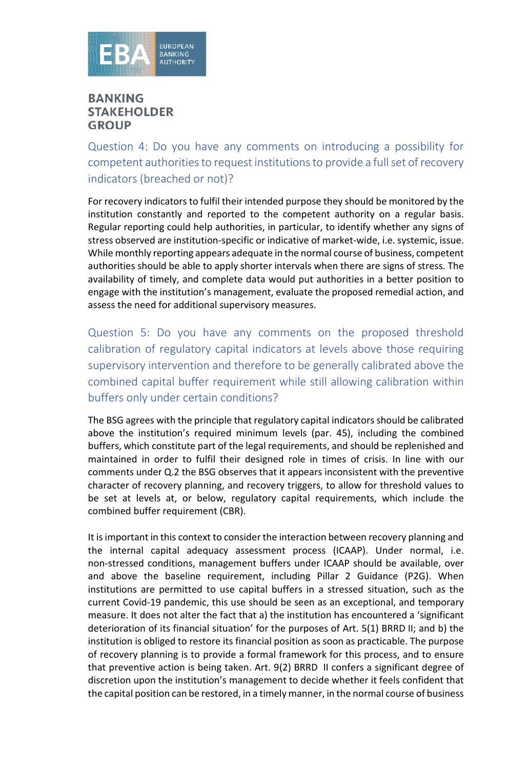## Question 4: Do you have any comments on introducing a possibility for competent authorities to request institutions to provide a full set of recovery indicators (breached or not)?

For recovery indicators to fulfil their intended purpose they should be monitored by the institution constantly and reported to the competent authority on a regular basis. Regular reporting could help authorities, in particular, to identify whether any signs of stress observed are institution-specific or indicative of market-wide, i.e. systemic, issue. While monthly reporting appears adequate in the normal course of business, competent authorities should be able to apply shorter intervals when there are signs of stress. The availability of timely, and complete data would put authorities in a better position to engage with the institution's management, evaluate the proposed remedial action, and assess the need for additional supervisory measures.

## Question 5: Do you have any comments on the proposed threshold calibration of regulatory capital indicators at levels above those requiring supervisory intervention and therefore to be generally calibrated above the combined capital buffer requirement while still allowing calibration within buffers only under certain conditions?

The BSG agrees with the principle that regulatory capital indicators should be calibrated above the institution's required minimum levels (par. 45), including the combined buffers, which constitute part of the legal requirements, and should be replenished and maintained in order to fulfil their designed role in times of crisis. In line with our comments under Q.2 the BSG observes that it appears inconsistent with the preventive character of recovery planning, and recovery triggers, to allow for threshold values to be set at levels at, or below, regulatory capital requirements, which include the combined buffer requirement (CBR).

It is important in this context to consider the interaction between recovery planning and the internal capital adequacy assessment process (ICAAP). Under normal, i.e. non-stressed conditions, management buffers under ICAAP should be available, over and above the baseline requirement, including Pillar 2 Guidance (P2G). When institutions are permitted to use capital buffers in a stressed situation, such as the current Covid-19 pandemic, this use should be seen as an exceptional, and temporary measure. It does not alter the fact that a) the institution has encountered a 'significant deterioration of its financial situation' for the purposes of Art. 5(1) BRRD II; and b) the institution is obliged to restore its financial position as soon as practicable. The purpose of recovery planning is to provide a formal framework for this process, and to ensure that preventive action is being taken. Art. 9(2) BRRD II confers a significant degree of discretion upon the institution's management to decide whether it feels confident that the capital position can be restored, in a timely manner, in the normal course of business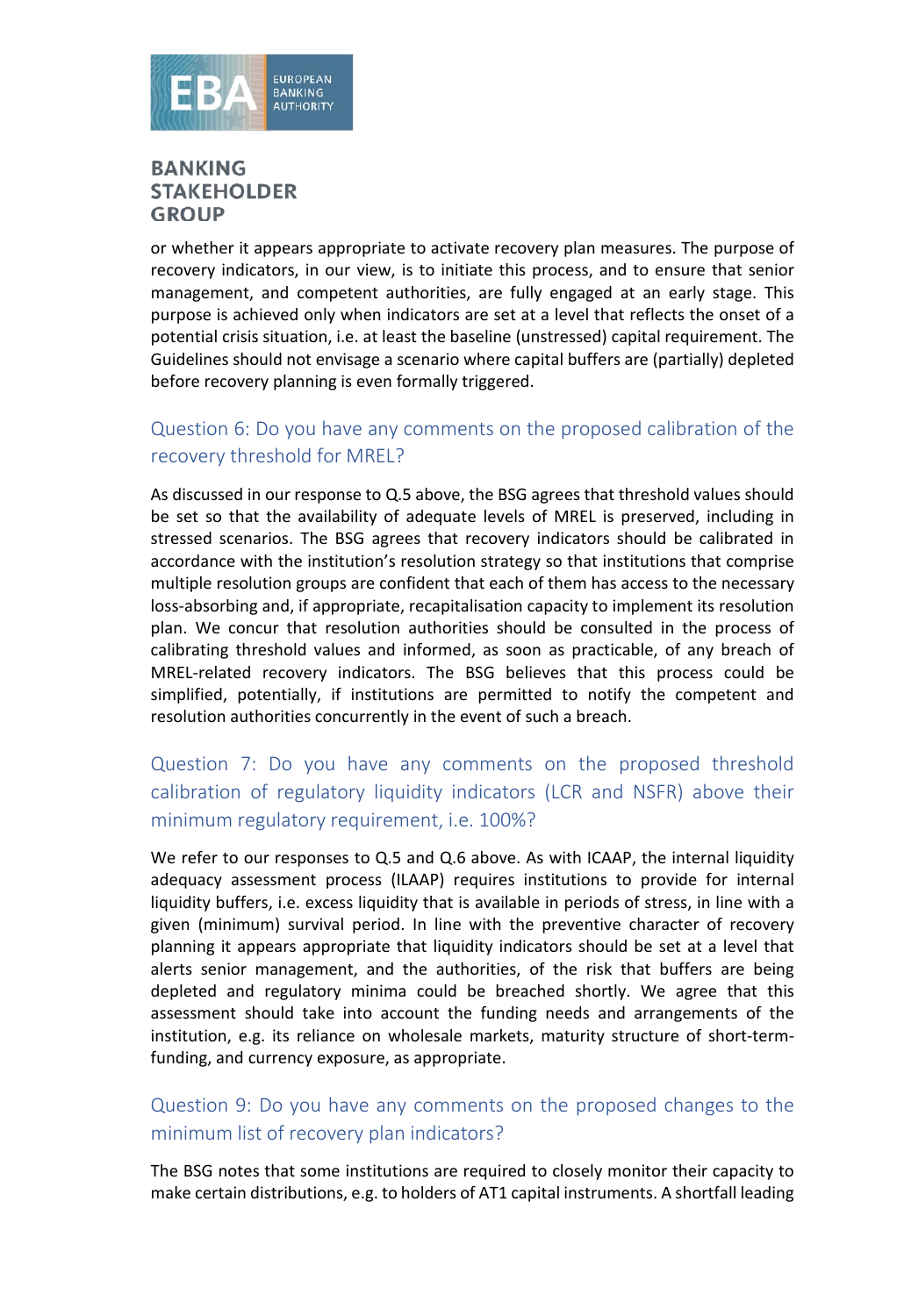or whether it appears appropriate to activate recovery plan measures. The purpose of recovery indicators, in our view, is to initiate this process, and to ensure that senior management, and competent authorities, are fully engaged at an early stage. This purpose is achieved only when indicators are set at a level that reflects the onset of a potential crisis situation, i.e. at least the baseline (unstressed) capital requirement. The Guidelines should not envisage a scenario where capital buffers are (partially) depleted before recovery planning is even formally triggered.

## Question 6: Do you have any comments on the proposed calibration of the recovery threshold for MREL?

As discussed in our response to Q.5 above, the BSG agrees that threshold values should be set so that the availability of adequate levels of MREL is preserved, including in stressed scenarios. The BSG agrees that recovery indicators should be calibrated in accordance with the institution's resolution strategy so that institutions that comprise multiple resolution groups are confident that each of them has access to the necessary loss-absorbing and, if appropriate, recapitalisation capacity to implement its resolution plan. We concur that resolution authorities should be consulted in the process of calibrating threshold values and informed, as soon as practicable, of any breach of MREL-related recovery indicators. The BSG believes that this process could be simplified, potentially, if institutions are permitted to notify the competent and resolution authorities concurrently in the event of such a breach.

## Question 7: Do you have any comments on the proposed threshold calibration of regulatory liquidity indicators (LCR and NSFR) above their minimum regulatory requirement, i.e. 100%?

We refer to our responses to Q.5 and Q.6 above. As with ICAAP, the internal liquidity adequacy assessment process (ILAAP) requires institutions to provide for internal liquidity buffers, i.e. excess liquidity that is available in periods of stress, in line with a given (minimum) survival period. In line with the preventive character of recovery planning it appears appropriate that liquidity indicators should be set at a level that alerts senior management, and the authorities, of the risk that buffers are being depleted and regulatory minima could be breached shortly. We agree that this assessment should take into account the funding needs and arrangements of the institution, e.g. its reliance on wholesale markets, maturity structure of short-term-funding, and currency exposure, as appropriate.

## Question 9: Do you have any comments on the proposed changes to the minimum list of recovery plan indicators?

The BSG notes that some institutions are required to closely monitor their capacity to make certain distributions, e.g. to holders of AT1 capital instruments. A shortfall leading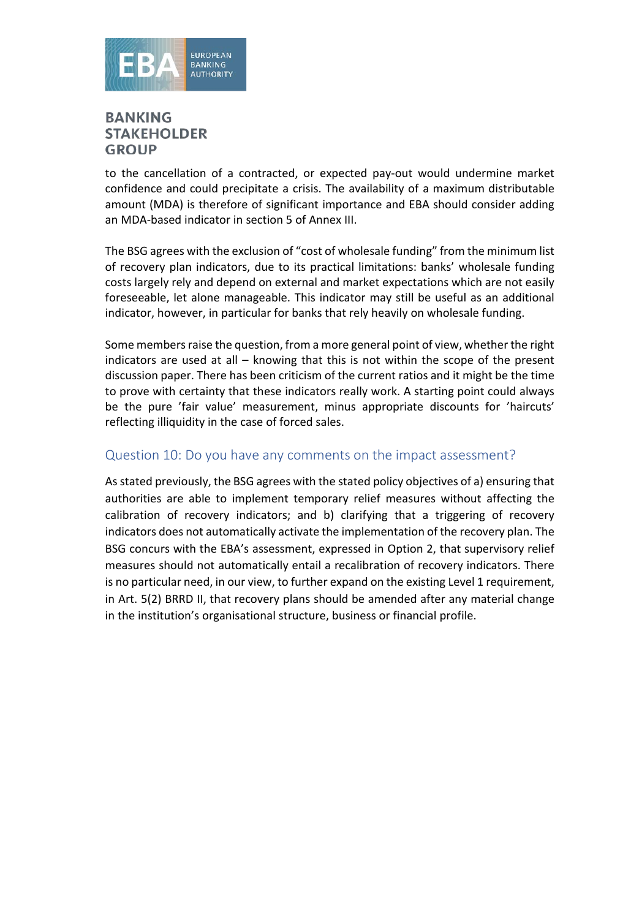to the cancellation of a contracted, or expected pay-out would undermine market confidence and could precipitate a crisis. The availability of a maximum distributable amount (MDA) is therefore of significant importance and EBA should consider adding an MDA-based indicator in section 5 of Annex III.

The BSG agrees with the exclusion of "cost of wholesale funding" from the minimum list of recovery plan indicators, due to its practical limitations: banks' wholesale funding costs largely rely and depend on external and market expectations which are not easily foreseeable, let alone manageable. This indicator may still be useful as an additional indicator, however, in particular for banks that rely heavily on wholesale funding.

Some members raise the question, from a more general point of view, whether the right indicators are used at all – knowing that this is not within the scope of the present discussion paper. There has been criticism of the current ratios and it might be the time to prove with certainty that these indicators really work. A starting point could always be the pure 'fair value' measurement, minus appropriate discounts for 'haircuts' reflecting illiquidity in the case of forced sales.

## Question 10: Do you have any comments on the impact assessment?

As stated previously, the BSG agrees with the stated policy objectives of a) ensuring that authorities are able to implement temporary relief measures without affecting the calibration of recovery indicators; and b) clarifying that a triggering of recovery indicators does not automatically activate the implementation of the recovery plan. The BSG concurs with the EBA's assessment, expressed in Option 2, that supervisory relief measures should not automatically entail a recalibration of recovery indicators. There is no particular need, in our view, to further expand on the existing Level 1 requirement, in Art. 5(2) BRRD II, that recovery plans should be amended after any material change in the institution's organisational structure, business or financial profile.